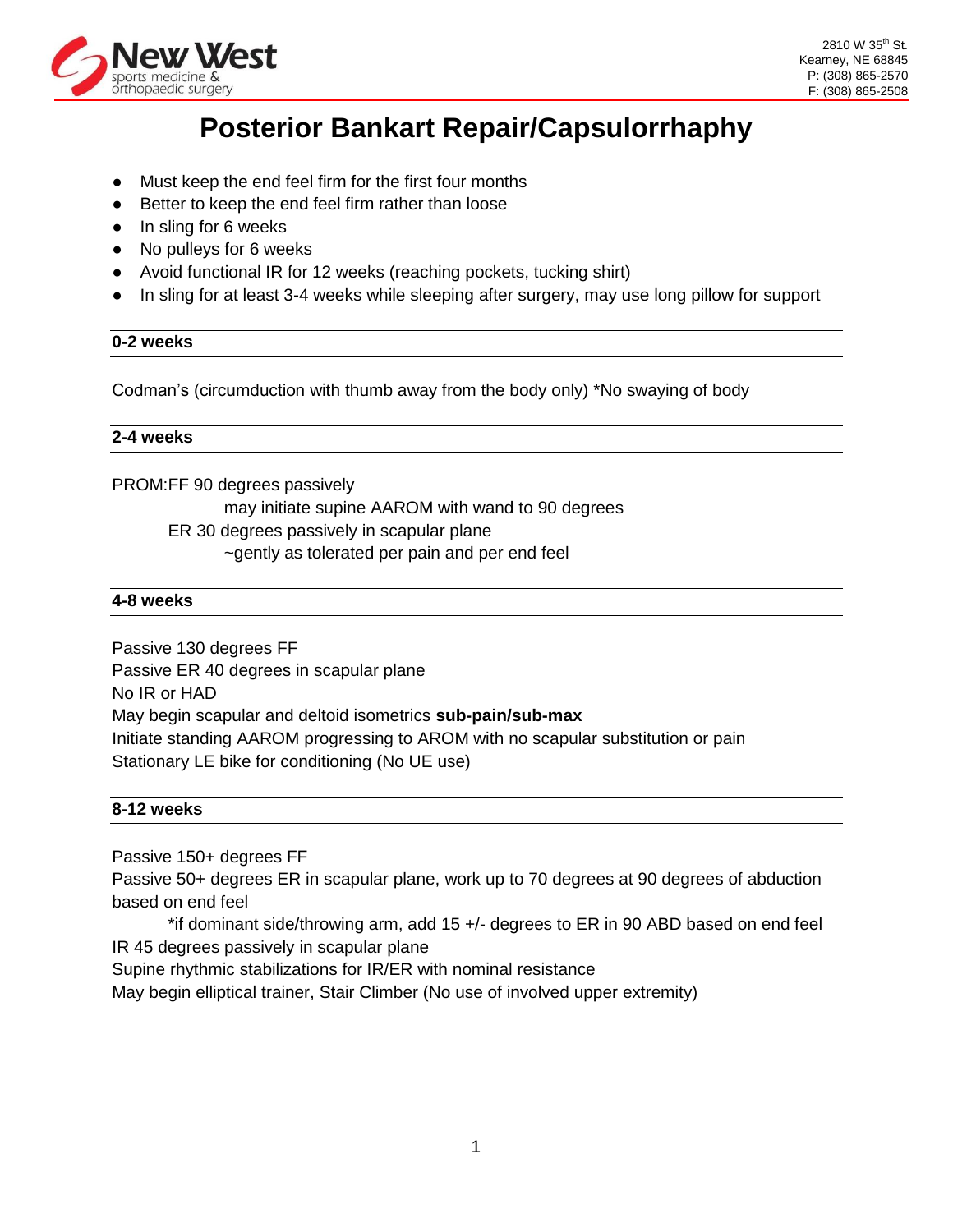New West sports medicine & orthopaedic surgery

2810 W 35th St.
Kearney, NE 68845
P: (308) 865-2570
F: (308) 865-2508

# Posterior Bankart Repair/Capsulorrhaphy

- Must keep the end feel firm for the first four months
- Better to keep the end feel firm rather than loose
- In sling for 6 weeks
- No pulleys for 6 weeks
- Avoid functional IR for 12 weeks (reaching pockets, tucking shirt)
- In sling for at least 3-4 weeks while sleeping after surgery, may use long pillow for support

## 0-2 weeks

Codman's (circumduction with thumb away from the body only) *No swaying of body

## 2-4 weeks

PROM:FF 90 degrees passively
may initiate supine AAROM with wand to 90 degrees
ER 30 degrees passively in scapular plane
~gently as tolerated per pain and per end feel

## 4-8 weeks

Passive 130 degrees FF
Passive ER 40 degrees in scapular plane
No IR or HAD
May begin scapular and deltoid isometrics **sub-pain/sub-max**
Initiate standing AAROM progressing to AROM with no scapular substitution or pain
Stationary LE bike for conditioning (No UE use)

## 8-12 weeks

Passive 150+ degrees FF
Passive 50+ degrees ER in scapular plane, work up to 70 degrees at 90 degrees of abduction based on end feel
*if dominant side/throwing arm, add 15 +/- degrees to ER in 90 ABD based on end feel
IR 45 degrees passively in scapular plane
Supine rhythmic stabilizations for IR/ER with nominal resistance
May begin elliptical trainer, Stair Climber (No use of involved upper extremity)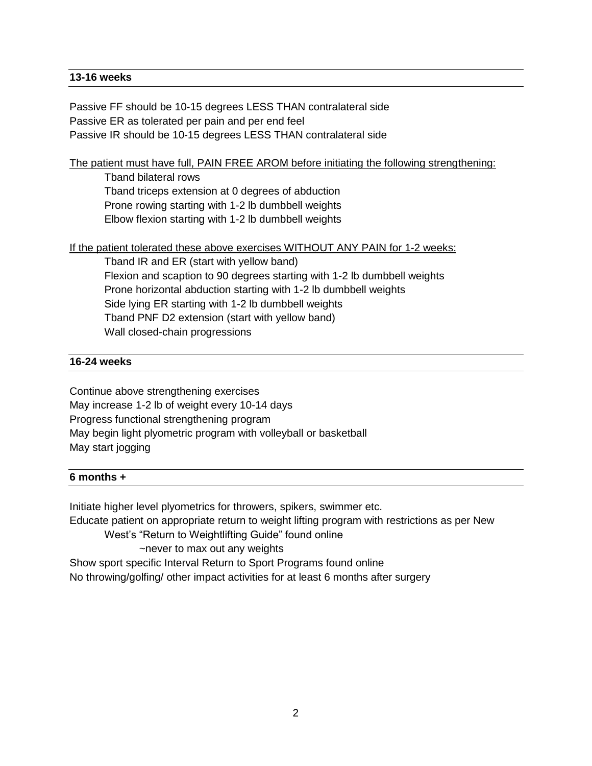### 13-16 weeks

Passive FF should be 10-15 degrees LESS THAN contralateral side
Passive ER as tolerated per pain and per end feel
Passive IR should be 10-15 degrees LESS THAN contralateral side

<u>The patient must have full, PAIN FREE AROM before initiating the following strengthening:</u>

- Tband bilateral rows
- Tband triceps extension at 0 degrees of abduction
- Prone rowing starting with 1-2 lb dumbbell weights
- Elbow flexion starting with 1-2 lb dumbbell weights

<u>If the patient tolerated these above exercises WITHOUT ANY PAIN for 1-2 weeks:</u>

- Tband IR and ER (start with yellow band)
- Flexion and scaption to 90 degrees starting with 1-2 lb dumbbell weights
- Prone horizontal abduction starting with 1-2 lb dumbbell weights
- Side lying ER starting with 1-2 lb dumbbell weights
- Tband PNF D2 extension (start with yellow band)
- Wall closed-chain progressions

### 16-24 weeks

Continue above strengthening exercises
May increase 1-2 lb of weight every 10-14 days
Progress functional strengthening program
May begin light plyometric program with volleyball or basketball
May start jogging

### 6 months +

Initiate higher level plyometrics for throwers, spikers, swimmer etc.
Educate patient on appropriate return to weight lifting program with restrictions as per New West's "Return to Weightlifting Guide" found online
~never to max out any weights
Show sport specific Interval Return to Sport Programs found online
No throwing/golfing/ other impact activities for at least 6 months after surgery